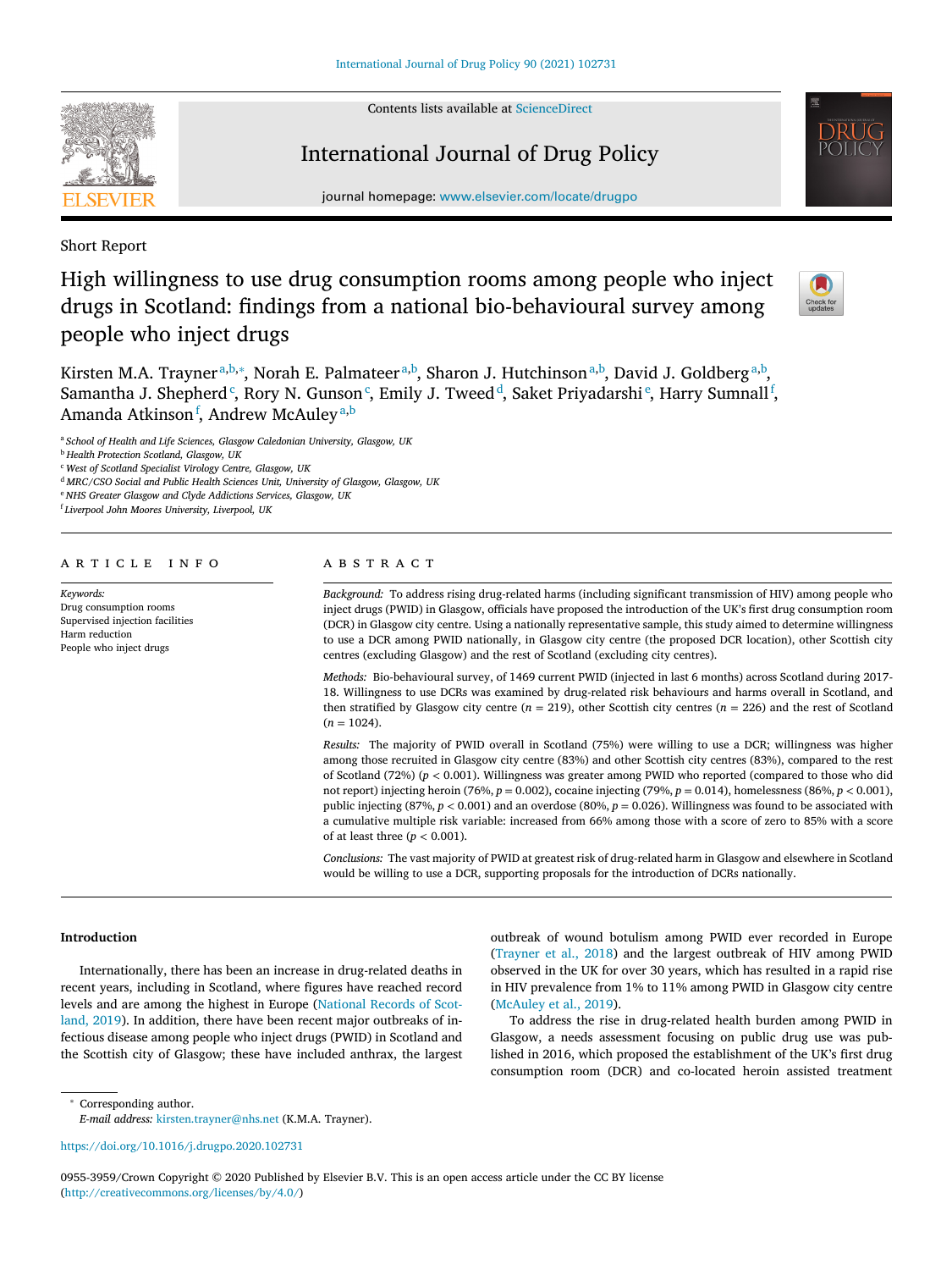Short Report

# High willingness to use drug consumption rooms among people who inject drugs in Scotland: findings from a national bio-behavioural survey among people who inject drugs

Kirsten M.A. Trayner[a,b,*], Norah E. Palmateer[a,b], Sharon J. Hutchinson[a,b], David J. Goldberg[a,b], Samantha J. Shepherd[c], Rory N. Gunson[c], Emily J. Tweed[d], Saket Priyadarshi[e], Harry Sumnall[f], Amanda Atkinson[f], Andrew McAuley[a,b]

[a] *School of Health and Life Sciences, Glasgow Caledonian University, Glasgow, UK*
[b] *Health Protection Scotland, Glasgow, UK*
[c] *West of Scotland Specialist Virology Centre, Glasgow, UK*
[d] *MRC/CSO Social and Public Health Sciences Unit, University of Glasgow, Glasgow, UK*
[e] *NHS Greater Glasgow and Clyde Addictions Services, Glasgow, UK*
[f] *Liverpool John Moores University, Liverpool, UK*

## ARTICLE INFO

*Keywords:*
Drug consumption rooms
Supervised injection facilities
Harm reduction
People who inject drugs

## ABSTRACT

*Background:* To address rising drug-related harms (including significant transmission of HIV) among people who inject drugs (PWID) in Glasgow, officials have proposed the introduction of the UK's first drug consumption room (DCR) in Glasgow city centre. Using a nationally representative sample, this study aimed to determine willingness to use a DCR among PWID nationally, in Glasgow city centre (the proposed DCR location), other Scottish city centres (excluding Glasgow) and the rest of Scotland (excluding city centres).

*Methods:* Bio-behavioural survey, of 1469 current PWID (injected in last 6 months) across Scotland during 2017-18. Willingness to use DCRs was examined by drug-related risk behaviours and harms overall in Scotland, and then stratified by Glasgow city centre ($n$ = 219), other Scottish city centres ($n$ = 226) and the rest of Scotland ($n$ = 1024).

*Results:* The majority of PWID overall in Scotland (75%) were willing to use a DCR; willingness was higher among those recruited in Glasgow city centre (83%) and other Scottish city centres (83%), compared to the rest of Scotland (72%) ($p < 0.001$). Willingness was greater among PWID who reported (compared to those who did not report) injecting heroin (76%, $p = 0.002$), cocaine injecting (79%, $p = 0.014$), homelessness (86%, $p < 0.001$), public injecting (87%, $p < 0.001$) and an overdose (80%, $p = 0.026$). Willingness was found to be associated with a cumulative multiple risk variable: increased from 66% among those with a score of zero to 85% with a score of at least three ($p < 0.001$).

*Conclusions:* The vast majority of PWID at greatest risk of drug-related harm in Glasgow and elsewhere in Scotland would be willing to use a DCR, supporting proposals for the introduction of DCRs nationally.

## Introduction

Internationally, there has been an increase in drug-related deaths in recent years, including in Scotland, where figures have reached record levels and are among the highest in Europe (National Records of Scotland, 2019). In addition, there have been recent major outbreaks of infectious disease among people who inject drugs (PWID) in Scotland and the Scottish city of Glasgow; these have included anthrax, the largest outbreak of wound botulism among PWID ever recorded in Europe (Trayner et al., 2018) and the largest outbreak of HIV among PWID observed in the UK for over 30 years, which has resulted in a rapid rise in HIV prevalence from 1% to 11% among PWID in Glasgow city centre (McAuley et al., 2019).

To address the rise in drug-related health burden among PWID in Glasgow, a needs assessment focusing on public drug use was published in 2016, which proposed the establishment of the UK's first drug consumption room (DCR) and co-located heroin assisted treatment

* Corresponding author.
*E-mail address:* kirsten.trayner@nhs.net (K.M.A. Trayner).

https://doi.org/10.1016/j.drugpo.2020.102731

0955-3959/Crown Copyright © 2020 Published by Elsevier B.V. This is an open access article under the CC BY license (http://creativecommons.org/licenses/by/4.0/)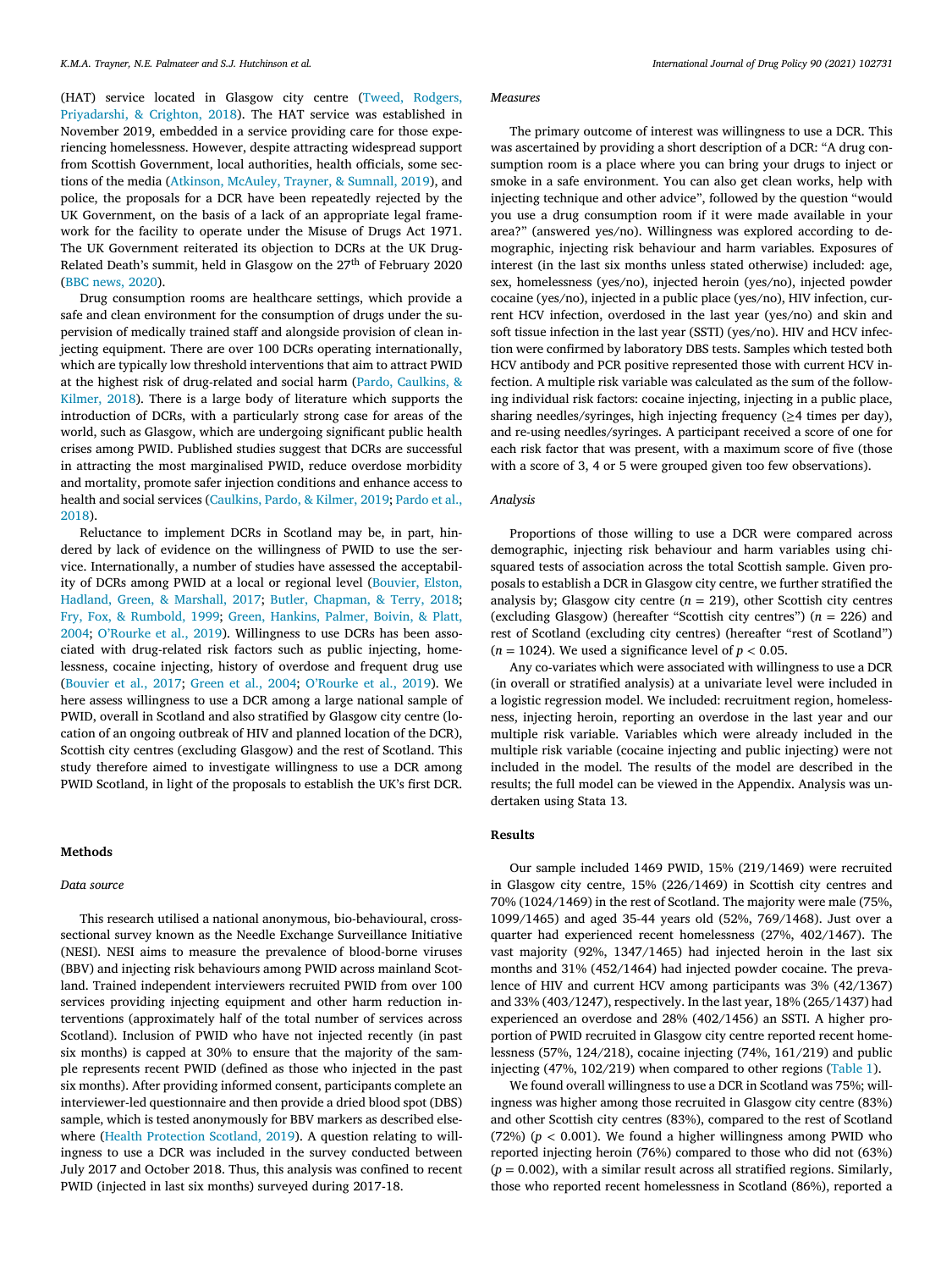(HAT) service located in Glasgow city centre (Tweed, Rodgers, Priyadarshi, & Crighton, 2018). The HAT service was established in November 2019, embedded in a service providing care for those experiencing homelessness. However, despite attracting widespread support from Scottish Government, local authorities, health officials, some sections of the media (Atkinson, McAuley, Trayner, & Sumnall, 2019), and police, the proposals for a DCR have been repeatedly rejected by the UK Government, on the basis of a lack of an appropriate legal framework for the facility to operate under the Misuse of Drugs Act 1971. The UK Government reiterated its objection to DCRs at the UK Drug-Related Death's summit, held in Glasgow on the 27th of February 2020 (BBC news, 2020).

Drug consumption rooms are healthcare settings, which provide a safe and clean environment for the consumption of drugs under the supervision of medically trained staff and alongside provision of clean injecting equipment. There are over 100 DCRs operating internationally, which are typically low threshold interventions that aim to attract PWID at the highest risk of drug-related and social harm (Pardo, Caulkins, & Kilmer, 2018). There is a large body of literature which supports the introduction of DCRs, with a particularly strong case for areas of the world, such as Glasgow, which are undergoing significant public health crises among PWID. Published studies suggest that DCRs are successful in attracting the most marginalised PWID, reduce overdose morbidity and mortality, promote safer injection conditions and enhance access to health and social services (Caulkins, Pardo, & Kilmer, 2019; Pardo et al., 2018).

Reluctance to implement DCRs in Scotland may be, in part, hindered by lack of evidence on the willingness of PWID to use the service. Internationally, a number of studies have assessed the acceptability of DCRs among PWID at a local or regional level (Bouvier, Elston, Hadland, Green, & Marshall, 2017; Butler, Chapman, & Terry, 2018; Fry, Fox, & Rumbold, 1999; Green, Hankins, Palmer, Boivin, & Platt, 2004; O'Rourke et al., 2019). Willingness to use DCRs has been associated with drug-related risk factors such as public injecting, homelessness, cocaine injecting, history of overdose and frequent drug use (Bouvier et al., 2017; Green et al., 2004; O'Rourke et al., 2019). We here assess willingness to use a DCR among a large national sample of PWID, overall in Scotland and also stratified by Glasgow city centre (location of an ongoing outbreak of HIV and planned location of the DCR), Scottish city centres (excluding Glasgow) and the rest of Scotland. This study therefore aimed to investigate willingness to use a DCR among PWID Scotland, in light of the proposals to establish the UK's first DCR.

## Methods

### Data source

This research utilised a national anonymous, bio-behavioural, cross-sectional survey known as the Needle Exchange Surveillance Initiative (NESI). NESI aims to measure the prevalence of blood-borne viruses (BBV) and injecting risk behaviours among PWID across mainland Scotland. Trained independent interviewers recruited PWID from over 100 services providing injecting equipment and other harm reduction interventions (approximately half of the total number of services across Scotland). Inclusion of PWID who have not injected recently (in past six months) is capped at 30% to ensure that the majority of the sample represents recent PWID (defined as those who injected in the past six months). After providing informed consent, participants complete an interviewer-led questionnaire and then provide a dried blood spot (DBS) sample, which is tested anonymously for BBV markers as described elsewhere (Health Protection Scotland, 2019). A question relating to willingness to use a DCR was included in the survey conducted between July 2017 and October 2018. Thus, this analysis was confined to recent PWID (injected in last six months) surveyed during 2017-18.

### Measures

The primary outcome of interest was willingness to use a DCR. This was ascertained by providing a short description of a DCR: "A drug consumption room is a place where you can bring your drugs to inject or smoke in a safe environment. You can also get clean works, help with injecting technique and other advice", followed by the question "would you use a drug consumption room if it were made available in your area?" (answered yes/no). Willingness was explored according to demographic, injecting risk behaviour and harm variables. Exposures of interest (in the last six months unless stated otherwise) included: age, sex, homelessness (yes/no), injected heroin (yes/no), injected powder cocaine (yes/no), injected in a public place (yes/no), HIV infection, current HCV infection, overdosed in the last year (yes/no) and skin and soft tissue infection in the last year (SSTI) (yes/no). HIV and HCV infection were confirmed by laboratory DBS tests. Samples which tested both HCV antibody and PCR positive represented those with current HCV infection. A multiple risk variable was calculated as the sum of the following individual risk factors: cocaine injecting, injecting in a public place, sharing needles/syringes, high injecting frequency (≥4 times per day), and re-using needles/syringes. A participant received a score of one for each risk factor that was present, with a maximum score of five (those with a score of 3, 4 or 5 were grouped given too few observations).

### Analysis

Proportions of those willing to use a DCR were compared across demographic, injecting risk behaviour and harm variables using chi-squared tests of association across the total Scottish sample. Given proposals to establish a DCR in Glasgow city centre, we further stratified the analysis by; Glasgow city centre ($n$ = 219), other Scottish city centres (excluding Glasgow) (hereafter "Scottish city centres") ($n$ = 226) and rest of Scotland (excluding city centres) (hereafter "rest of Scotland") ($n$ = 1024). We used a significance level of $p < 0.05$.

Any co-variates which were associated with willingness to use a DCR (in overall or stratified analysis) at a univariate level were included in a logistic regression model. We included: recruitment region, homelessness, injecting heroin, reporting an overdose in the last year and our multiple risk variable. Variables which were already included in the multiple risk variable (cocaine injecting and public injecting) were not included in the model. The results of the model are described in the results; the full model can be viewed in the Appendix. Analysis was undertaken using Stata 13.

## Results

Our sample included 1469 PWID, 15% (219/1469) were recruited in Glasgow city centre, 15% (226/1469) in Scottish city centres and 70% (1024/1469) in the rest of Scotland. The majority were male (75%, 1099/1465) and aged 35-44 years old (52%, 769/1468). Just over a quarter had experienced recent homelessness (27%, 402/1467). The vast majority (92%, 1347/1465) had injected heroin in the last six months and 31% (452/1464) had injected powder cocaine. The prevalence of HIV and current HCV among participants was 3% (42/1367) and 33% (403/1247), respectively. In the last year, 18% (265/1437) had experienced an overdose and 28% (402/1456) an SSTI. A higher proportion of PWID recruited in Glasgow city centre reported recent homelessness (57%, 124/218), cocaine injecting (74%, 161/219) and public injecting (47%, 102/219) when compared to other regions (Table 1).

We found overall willingness to use a DCR in Scotland was 75%; willingness was higher among those recruited in Glasgow city centre (83%) and other Scottish city centres (83%), compared to the rest of Scotland (72%) ($p < 0.001$). We found a higher willingness among PWID who reported injecting heroin (76%) compared to those who did not (63%) ($p = 0.002$), with a similar result across all stratified regions. Similarly, those who reported recent homelessness in Scotland (86%), reported a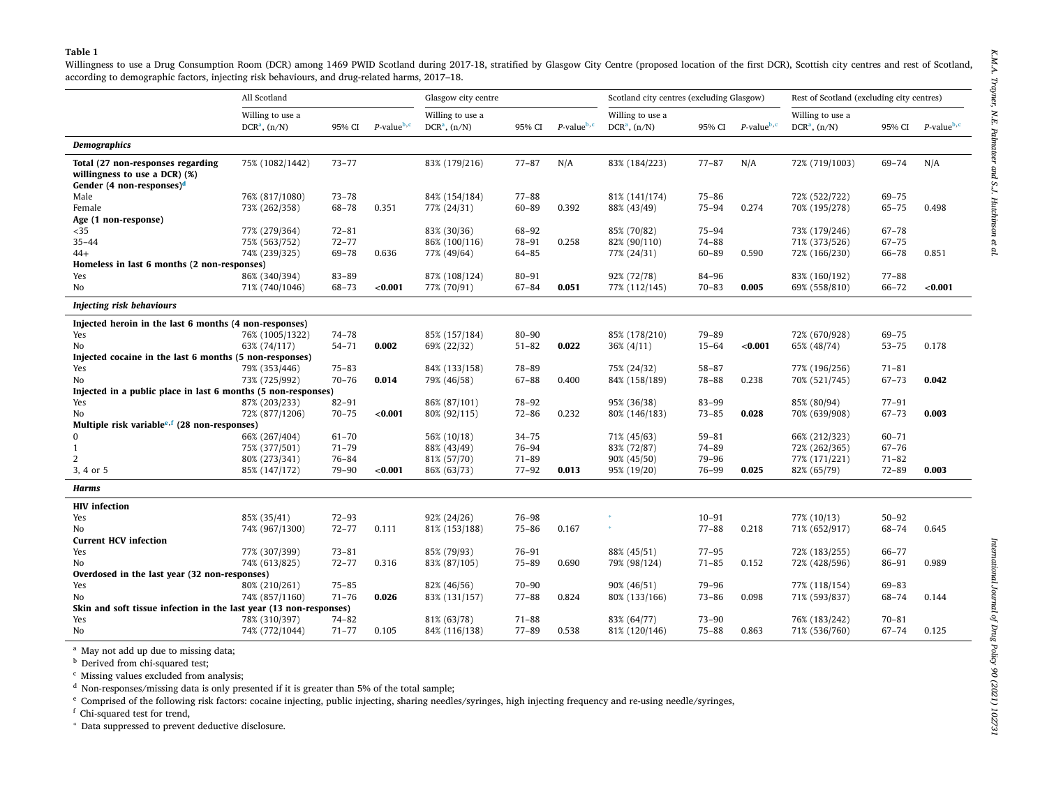**Table 1**

Willingness to use a Drug Consumption Room (DCR) among 1469 PWID Scotland during 2017-18, stratified by Glasgow City Centre (proposed location of the first DCR), Scottish city centres and rest of Scotland, according to demographic factors, injecting risk behaviours, and drug-related harms, 2017–18.

| | All Scotland | | | Glasgow city centre | | | Scotland city centres (excluding Glasgow) | | | Rest of Scotland (excluding city centres) | | |
|---|---|---|---|---|---|---|---|---|---|---|---|---|
| | Willing to use a DCR[a], (n/N) | 95% CI | P-value[b,c] | Willing to use a DCR[a], (n/N) | 95% CI | P-value[b,c] | Willing to use a DCR[a], (n/N) | 95% CI | P-value[b,c] | Willing to use a DCR[a], (n/N) | 95% CI | P-value[b,c] |
| ***Demographics*** | | | | | | | | | | | | |
| **Total (27 non-responses regarding willingness to use a DCR) (%)** | 75% (1082/1442) | 73–77 | | 83% (179/216) | 77–87 | N/A | 83% (184/223) | 77–87 | N/A | 72% (719/1003) | 69–74 | N/A |
| **Gender (4 non-responses)[d]** | | | | | | | | | | | | |
| Male | 76% (817/1080) | 73–78 | | 84% (154/184) | 77–88 | | 81% (141/174) | 75–86 | | 72% (522/722) | 69–75 | |
| Female | 73% (262/358) | 68–78 | 0.351 | 77% (24/31) | 60–89 | 0.392 | 88% (43/49) | 75–94 | 0.274 | 70% (195/278) | 65–75 | 0.498 |
| **Age (1 non-response)** | | | | | | | | | | | | |
| <35 | 77% (279/364) | 72–81 | | 83% (30/36) | 68–92 | | 85% (70/82) | 75–94 | | 73% (179/246) | 67–78 | |
| 35–44 | 75% (563/752) | 72–77 | | 86% (100/116) | 78–91 | 0.258 | 82% (90/110) | 74–88 | | 71% (373/526) | 67–75 | |
| 44+ | 74% (239/325) | 69–78 | 0.636 | 77% (49/64) | 64–85 | | 77% (24/31) | 60–89 | 0.590 | 72% (166/230) | 66–78 | 0.851 |
| **Homeless in last 6 months (2 non-responses)** | | | | | | | | | | | | |
| Yes | 86% (340/394) | 83–89 | | 87% (108/124) | 80–91 | | 92% (72/78) | 84–96 | | 83% (160/192) | 77–88 | |
| No | 71% (740/1046) | 68–73 | **<0.001** | 77% (70/91) | 67–84 | **0.051** | 77% (112/145) | 70–83 | **0.005** | 69% (558/810) | 66–72 | **<0.001** |
| ***Injecting risk behaviours*** | | | | | | | | | | | | |
| **Injected heroin in the last 6 months (4 non-responses)** | | | | | | | | | | | | |
| Yes | 76% (1005/1322) | 74–78 | | 85% (157/184) | 80–90 | | 85% (178/210) | 79–89 | | 72% (670/928) | 69–75 | |
| No | 63% (74/117) | 54–71 | **0.002** | 69% (22/32) | 51–82 | **0.022** | 36% (4/11) | 15–64 | **<0.001** | 65% (48/74) | 53–75 | 0.178 |
| **Injected cocaine in the last 6 months (5 non-responses)** | | | | | | | | | | | | |
| Yes | 79% (353/446) | 75–83 | | 84% (133/158) | 78–89 | | 75% (24/32) | 58–87 | | 77% (196/256) | 71–81 | |
| No | 73% (725/992) | 70–76 | **0.014** | 79% (46/58) | 67–88 | 0.400 | 84% (158/189) | 78–88 | 0.238 | 70% (521/745) | 67–73 | **0.042** |
| **Injected in a public place in last 6 months (5 non-responses)** | | | | | | | | | | | | |
| Yes | 87% (203/233) | 82–91 | | 86% (87/101) | 78–92 | | 95% (36/38) | 83–99 | | 85% (80/94) | 77–91 | |
| No | 72% (877/1206) | 70–75 | **<0.001** | 80% (92/115) | 72–86 | 0.232 | 80% (146/183) | 73–85 | **0.028** | 70% (639/908) | 67–73 | **0.003** |
| **Multiple risk variable[e,f] (28 non-responses)** | | | | | | | | | | | | |
| 0 | 66% (267/404) | 61–70 | | 56% (10/18) | 34–75 | | 71% (45/63) | 59–81 | | 66% (212/323) | 60–71 | |
| 1 | 75% (377/501) | 71–79 | | 88% (43/49) | 76–94 | | 83% (72/87) | 74–89 | | 72% (262/365) | 67–76 | |
| 2 | 80% (273/341) | 76–84 | | 81% (57/70) | 71–89 | | 90% (45/50) | 79–96 | | 77% (171/221) | 71–82 | |
| 3, 4 or 5 | 85% (147/172) | 79–90 | **<0.001** | 86% (63/73) | 77–92 | **0.013** | 95% (19/20) | 76–99 | **0.025** | 82% (65/79) | 72–89 | **0.003** |
| ***Harms*** | | | | | | | | | | | | |
| **HIV infection** | | | | | | | | | | | | |
| Yes | 85% (35/41) | 72–93 | | 92% (24/26) | 76–98 | | * | 10–91 | | 77% (10/13) | 50–92 | |
| No | 74% (967/1300) | 72–77 | 0.111 | 81% (153/188) | 75–86 | 0.167 | * | 77–88 | 0.218 | 71% (652/917) | 68–74 | 0.645 |
| **Current HCV infection** | | | | | | | | | | | | |
| Yes | 77% (307/399) | 73–81 | | 85% (79/93) | 76–91 | | 88% (45/51) | 77–95 | | 72% (183/255) | 66–77 | |
| No | 74% (613/825) | 72–77 | 0.316 | 83% (87/105) | 75–89 | 0.690 | 79% (98/124) | 71–85 | 0.152 | 72% (428/596) | 86–91 | 0.989 |
| **Overdosed in the last year (32 non-responses)** | | | | | | | | | | | | |
| Yes | 80% (210/261) | 75–85 | | 82% (46/56) | 70–90 | | 90% (46/51) | 79–96 | | 77% (118/154) | 69–83 | |
| No | 74% (857/1160) | 71–76 | **0.026** | 83% (131/157) | 77–88 | 0.824 | 80% (133/166) | 73–86 | 0.098 | 71% (593/837) | 68–74 | 0.144 |
| **Skin and soft tissue infection in the last year (13 non-responses)** | | | | | | | | | | | | |
| Yes | 78% (310/397) | 74–82 | | 81% (63/78) | 71–88 | | 83% (64/77) | 73–90 | | 76% (183/242) | 70–81 | |
| No | 74% (772/1044) | 71–77 | 0.105 | 84% (116/138) | 77–89 | 0.538 | 81% (120/146) | 75–88 | 0.863 | 71% (536/760) | 67–74 | 0.125 |

[a] May not add up due to missing data;
[b] Derived from chi-squared test;
[c] Missing values excluded from analysis;
[d] Non-responses/missing data is only presented if it is greater than 5% of the total sample;
[e] Comprised of the following risk factors: cocaine injecting, public injecting, sharing needles/syringes, high injecting frequency and re-using needle/syringes,
[f] Chi-squared test for trend,
* Data suppressed to prevent deductive disclosure.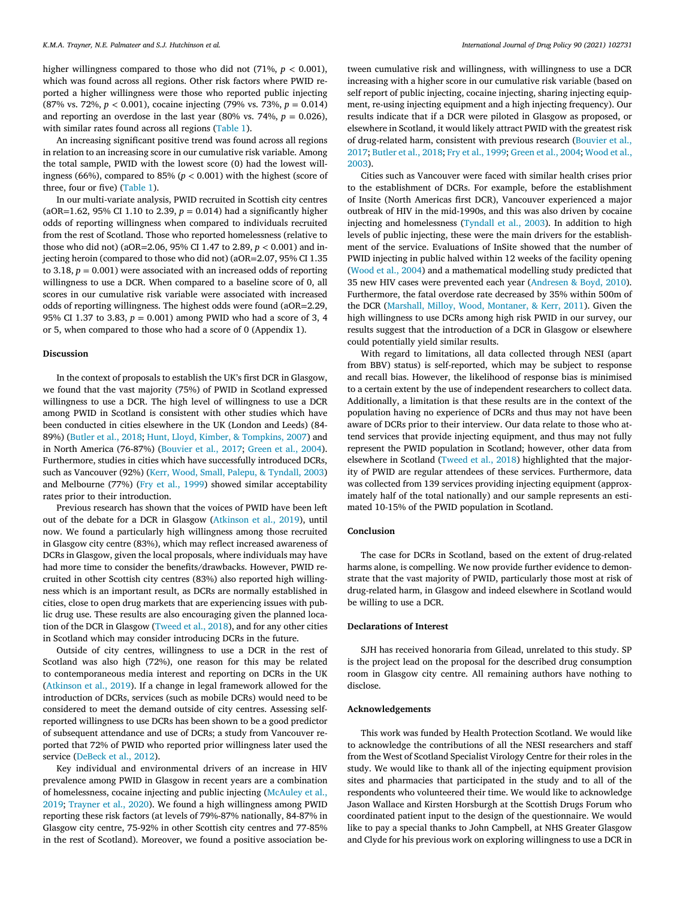higher willingness compared to those who did not (71%, $p < 0.001$), which was found across all regions. Other risk factors where PWID reported a higher willingness were those who reported public injecting (87% vs. 72%, $p < 0.001$), cocaine injecting (79% vs. 73%, $p = 0.014$) and reporting an overdose in the last year (80% vs. 74%, $p = 0.026$), with similar rates found across all regions (Table 1).

An increasing significant positive trend was found across all regions in relation to an increasing score in our cumulative risk variable. Among the total sample, PWID with the lowest score (0) had the lowest willingness (66%), compared to 85% ($p < 0.001$) with the highest (score of three, four or five) (Table 1).

In our multi-variate analysis, PWID recruited in Scottish city centres (aOR=1.62, 95% CI 1.10 to 2.39, $p = 0.014$) had a significantly higher odds of reporting willingness when compared to individuals recruited from the rest of Scotland. Those who reported homelessness (relative to those who did not) (aOR=2.06, 95% CI 1.47 to 2.89, $p < 0.001$) and injecting heroin (compared to those who did not) (aOR=2.07, 95% CI 1.35 to 3.18, $p = 0.001$) were associated with an increased odds of reporting willingness to use a DCR. When compared to a baseline score of 0, all scores in our cumulative risk variable were associated with increased odds of reporting willingness. The highest odds were found (aOR=2.29, 95% CI 1.37 to 3.83, $p = 0.001$) among PWID who had a score of 3, 4 or 5, when compared to those who had a score of 0 (Appendix 1).

## Discussion

In the context of proposals to establish the UK's first DCR in Glasgow, we found that the vast majority (75%) of PWID in Scotland expressed willingness to use a DCR. The high level of willingness to use a DCR among PWID in Scotland is consistent with other studies which have been conducted in cities elsewhere in the UK (London and Leeds) (84-89%) (Butler et al., 2018; Hunt, Lloyd, Kimber, & Tompkins, 2007) and in North America (76-87%) (Bouvier et al., 2017; Green et al., 2004). Furthermore, studies in cities which have successfully introduced DCRs, such as Vancouver (92%) (Kerr, Wood, Small, Palepu, & Tyndall, 2003) and Melbourne (77%) (Fry et al., 1999) showed similar acceptability rates prior to their introduction.

Previous research has shown that the voices of PWID have been left out of the debate for a DCR in Glasgow (Atkinson et al., 2019), until now. We found a particularly high willingness among those recruited in Glasgow city centre (83%), which may reflect increased awareness of DCRs in Glasgow, given the local proposals, where individuals may have had more time to consider the benefits/drawbacks. However, PWID recruited in other Scottish city centres (83%) also reported high willingness which is an important result, as DCRs are normally established in cities, close to open drug markets that are experiencing issues with public drug use. These results are also encouraging given the planned location of the DCR in Glasgow (Tweed et al., 2018), and for any other cities in Scotland which may consider introducing DCRs in the future.

Outside of city centres, willingness to use a DCR in the rest of Scotland was also high (72%), one reason for this may be related to contemporaneous media interest and reporting on DCRs in the UK (Atkinson et al., 2019). If a change in legal framework allowed for the introduction of DCRs, services (such as mobile DCRs) would need to be considered to meet the demand outside of city centres. Assessing self-reported willingness to use DCRs has been shown to be a good predictor of subsequent attendance and use of DCRs; a study from Vancouver reported that 72% of PWID who reported prior willingness later used the service (DeBeck et al., 2012).

Key individual and environmental drivers of an increase in HIV prevalence among PWID in Glasgow in recent years are a combination of homelessness, cocaine injecting and public injecting (McAuley et al., 2019; Trayner et al., 2020). We found a high willingness among PWID reporting these risk factors (at levels of 79%-87% nationally, 84-87% in Glasgow city centre, 75-92% in other Scottish city centres and 77-85% in the rest of Scotland). Moreover, we found a positive association between cumulative risk and willingness, with willingness to use a DCR increasing with a higher score in our cumulative risk variable (based on self report of public injecting, cocaine injecting, sharing injecting equipment, re-using injecting equipment and a high injecting frequency). Our results indicate that if a DCR were piloted in Glasgow as proposed, or elsewhere in Scotland, it would likely attract PWID with the greatest risk of drug-related harm, consistent with previous research (Bouvier et al., 2017; Butler et al., 2018; Fry et al., 1999; Green et al., 2004; Wood et al., 2003).

Cities such as Vancouver were faced with similar health crises prior to the establishment of DCRs. For example, before the establishment of Insite (North Americas first DCR), Vancouver experienced a major outbreak of HIV in the mid-1990s, and this was also driven by cocaine injecting and homelessness (Tyndall et al., 2003). In addition to high levels of public injecting, these were the main drivers for the establishment of the service. Evaluations of InSite showed that the number of PWID injecting in public halved within 12 weeks of the facility opening (Wood et al., 2004) and a mathematical modelling study predicted that 35 new HIV cases were prevented each year (Andresen & Boyd, 2010). Furthermore, the fatal overdose rate decreased by 35% within 500m of the DCR (Marshall, Milloy, Wood, Montaner, & Kerr, 2011). Given the high willingness to use DCRs among high risk PWID in our survey, our results suggest that the introduction of a DCR in Glasgow or elsewhere could potentially yield similar results.

With regard to limitations, all data collected through NESI (apart from BBV) status) is self-reported, which may be subject to response and recall bias. However, the likelihood of response bias is minimised to a certain extent by the use of independent researchers to collect data. Additionally, a limitation is that these results are in the context of the population having no experience of DCRs and thus may not have been aware of DCRs prior to their interview. Our data relate to those who attend services that provide injecting equipment, and thus may not fully represent the PWID population in Scotland; however, other data from elsewhere in Scotland (Tweed et al., 2018) highlighted that the majority of PWID are regular attendees of these services. Furthermore, data was collected from 139 services providing injecting equipment (approximately half of the total nationally) and our sample represents an estimated 10-15% of the PWID population in Scotland.

## Conclusion

The case for DCRs in Scotland, based on the extent of drug-related harms alone, is compelling. We now provide further evidence to demonstrate that the vast majority of PWID, particularly those most at risk of drug-related harm, in Glasgow and indeed elsewhere in Scotland would be willing to use a DCR.

## Declarations of Interest

SJH has received honoraria from Gilead, unrelated to this study. SP is the project lead on the proposal for the described drug consumption room in Glasgow city centre. All remaining authors have nothing to disclose.

## Acknowledgements

This work was funded by Health Protection Scotland. We would like to acknowledge the contributions of all the NESI researchers and staff from the West of Scotland Specialist Virology Centre for their roles in the study. We would like to thank all of the injecting equipment provision sites and pharmacies that participated in the study and to all of the respondents who volunteered their time. We would like to acknowledge Jason Wallace and Kirsten Horsburgh at the Scottish Drugs Forum who coordinated patient input to the design of the questionnaire. We would like to pay a special thanks to John Campbell, at NHS Greater Glasgow and Clyde for his previous work on exploring willingness to use a DCR in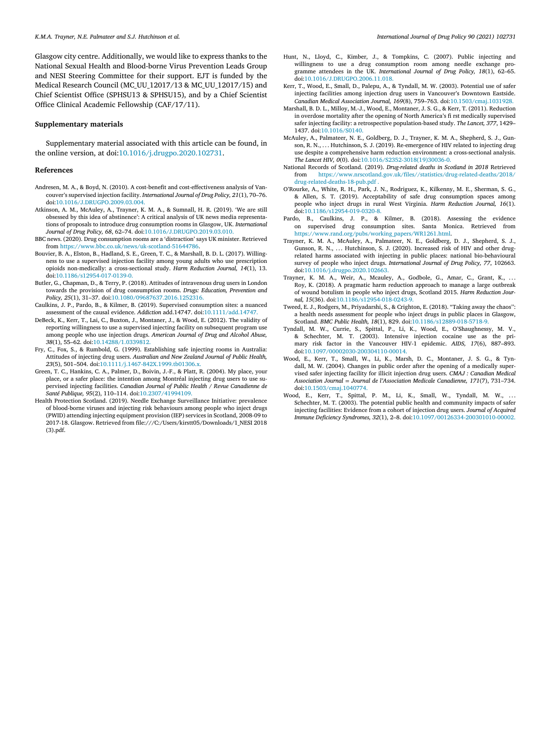Glasgow city centre. Additionally, we would like to express thanks to the National Sexual Health and Blood-borne Virus Prevention Leads Group and NESI Steering Committee for their support. EJT is funded by the Medical Research Council (MC_UU_12017/13 & MC_UU_12017/15) and Chief Scientist Office (SPHSU13 & SPHSU15), and by a Chief Scientist Office Clinical Academic Fellowship (CAF/17/11).

## Supplementary materials

Supplementary material associated with this article can be found, in the online version, at doi:10.1016/j.drugpo.2020.102731.

## References

Andresen, M. A., & Boyd, N. (2010). A cost-benefit and cost-effectiveness analysis of Vancouver's supervised injection facility. *International Journal of Drug Policy, 21*(1), 70–76. doi:10.1016/J.DRUGPO.2009.03.004.

Atkinson, A. M., McAuley, A., Trayner, K. M. A., & Sumnall, H. R. (2019). 'We are still obsessed by this idea of abstinence': A critical analysis of UK news media representations of proposals to introduce drug consumption rooms in Glasgow, UK. *International Journal of Drug Policy, 68*, 62–74. doi:10.1016/J.DRUGPO.2019.03.010.

BBC news. (2020). Drug consumption rooms are a 'distraction' says UK minister. Retrieved from https://www.bbc.co.uk/news/uk-scotland-51644786.

Bouvier, B. A., Elston, B., Hadland, S. E., Green, T. C., & Marshall, B. D. L. (2017). Willingness to use a supervised injection facility among young adults who use prescription opioids non-medically: a cross-sectional study. *Harm Reduction Journal, 14*(1), 13. doi:10.1186/s12954-017-0139-0.

Butler, G., Chapman, D., & Terry, P. (2018). Attitudes of intravenous drug users in London towards the provision of drug consumption rooms. *Drugs: Education, Prevention and Policy, 25*(1), 31–37. doi:10.1080/09687637.2016.1252316.

Caulkins, J. P., Pardo, B., & Kilmer, B. (2019). Supervised consumption sites: a nuanced assessment of the causal evidence. *Addiction* add.14747. doi:10.1111/add.14747.

DeBeck, K., Kerr, T., Lai, C., Buxton, J., Montaner, J., & Wood, E. (2012). The validity of reporting willingness to use a supervised injecting facility on subsequent program use among people who use injection drugs. *American Journal of Drug and Alcohol Abuse, 38*(1), 55–62. doi:10.14288/1.0339812.

Fry, C., Fox, S., & Rumbold, G. (1999). Establishing safe injecting rooms in Australia: Attitudes of injecting drug users. *Australian and New Zealand Journal of Public Health, 23*(5), 501–504. doi:10.1111/j.1467-842X.1999.tb01306.x.

Green, T. C., Hankins, C. A., Palmer, D., Boivin, J.-F., & Platt, R. (2004). My place, your place, or a safer place: the intention among Montréal injecting drug users to use supervised injecting facilities. *Canadian Journal of Public Health / Revue Canadienne de Santé Publique, 95*(2), 110–114. doi:10.2307/41994109.

Health Protection Scotland. (2019). Needle Exchange Surveillance Initiative: prevalence of blood-borne viruses and injecting risk behaviours among people who inject drugs (PWID) attending injecting equipment provision (IEP) services in Scotland, 2008-09 to 2017-18. Glasgow. Retrieved from file:///C:/Users/kirstt05/Downloads/1_NESI 2018 (3).pdf.

Hunt, N., Lloyd, C., Kimber, J., & Tompkins, C. (2007). Public injecting and willingness to use a drug consumption room among needle exchange programme attendees in the UK. *International Journal of Drug Policy, 18*(1), 62–65. doi:10.1016/J.DRUGPO.2006.11.018.

Kerr, T., Wood, E., Small, D., Palepu, A., & Tyndall, M. W. (2003). Potential use of safer injecting facilities among injection drug users in Vancouver's Downtown Eastside. *Canadian Medical Association Journal, 169*(8), 759–763. doi:10.1503/cmaj.1031928.

Marshall, B. D. L., Milloy, M.-J., Wood, E., Montaner, J. S. G., & Kerr, T. (2011). Reduction in overdose mortality after the opening of North America's fi rst medically supervised safer injecting facility: a retrospective population-based study. *The Lancet, 377*, 1429–1437. doi:10.1016/S0140.

McAuley, A., Palmateer, N. E., Goldberg, D. J., Trayner, K. M. A., Shepherd, S. J., Gunson, R. N., … Hutchinson, S. J. (2019). Re-emergence of HIV related to injecting drug use despite a comprehensive harm reduction environment: a cross-sectional analysis. *The Lancet HIV, 0*(0). doi:10.1016/S2352-3018(19)30036-0.

National Records of Scotland. (2019). *Drug-related deaths in Scotland in 2018* Retrieved from https://www.nrscotland.gov.uk/files//statistics/drug-related-deaths/2018/drug-related-deaths-18-pub.pdf .

O'Rourke, A., White, R. H., Park, J. N., Rodriguez, K., Kilkenny, M. E., Sherman, S. G., & Allen, S. T. (2019). Acceptability of safe drug consumption spaces among people who inject drugs in rural West Virginia. *Harm Reduction Journal, 16*(1). doi:10.1186/s12954-019-0320-8.

Pardo, B., Caulkins, J. P., & Kilmer, B. (2018). Assessing the evidence on supervised drug consumption sites. Santa Monica. Retrieved from https://www.rand.org/pubs/working_papers/WR1261.html.

Trayner, K. M. A., McAuley, A., Palmateer, N. E., Goldberg, D. J., Shepherd, S. J., Gunson, R. N., … Hutchinson, S. J. (2020). Increased risk of HIV and other drug-related harms associated with injecting in public places: national bio-behavioural survey of people who inject drugs. *International Journal of Drug Policy, 77*, 102663. doi:10.1016/j.drugpo.2020.102663.

Trayner, K. M. A., Weir, A., Mcauley, A., Godbole, G., Amar, C., Grant, K., … Roy, K. (2018). A pragmatic harm reduction approach to manage a large outbreak of wound botulism in people who inject drugs, Scotland 2015. *Harm Reduction Journal, 15*(36). doi:10.1186/s12954-018-0243-9.

Tweed, E. J., Rodgers, M., Priyadarshi, S., & Crighton, E. (2018). "Taking away the chaos": a health needs assessment for people who inject drugs in public places in Glasgow, Scotland. *BMC Public Health, 18*(1), 829. doi:10.1186/s12889-018-5718-9.

Tyndall, M. W., Currie, S., Spittal, P., Li, K., Wood, E., O'Shaughnessy, M. V., & Schechter, M. T. (2003). Intensive injection cocaine use as the primary risk factor in the Vancouver HIV-1 epidemic. *AIDS, 17*(6), 887–893. doi:10.1097/00002030-200304110-00014.

Wood, E., Kerr, T., Small, W., Li, K., Marsh, D. C., Montaner, J. S. G., & Tyndall, M. W. (2004). Changes in public order after the opening of a medically supervised safer injecting facility for illicit injection drug users. *CMAJ : Canadian Medical Association Journal = Journal de l'Association Medicale Canadienne, 171*(7), 731–734. doi:10.1503/cmaj.1040774.

Wood, E., Kerr, T., Spittal, P. M., Li, K., Small, W., Tyndall, M. W., … Schechter, M. T. (2003). The potential public health and community impacts of safer injecting facilities: Evidence from a cohort of injection drug users. *Journal of Acquired Immune Deficiency Syndromes, 32*(1), 2–8. doi:10.1097/00126334-200301010-00002.